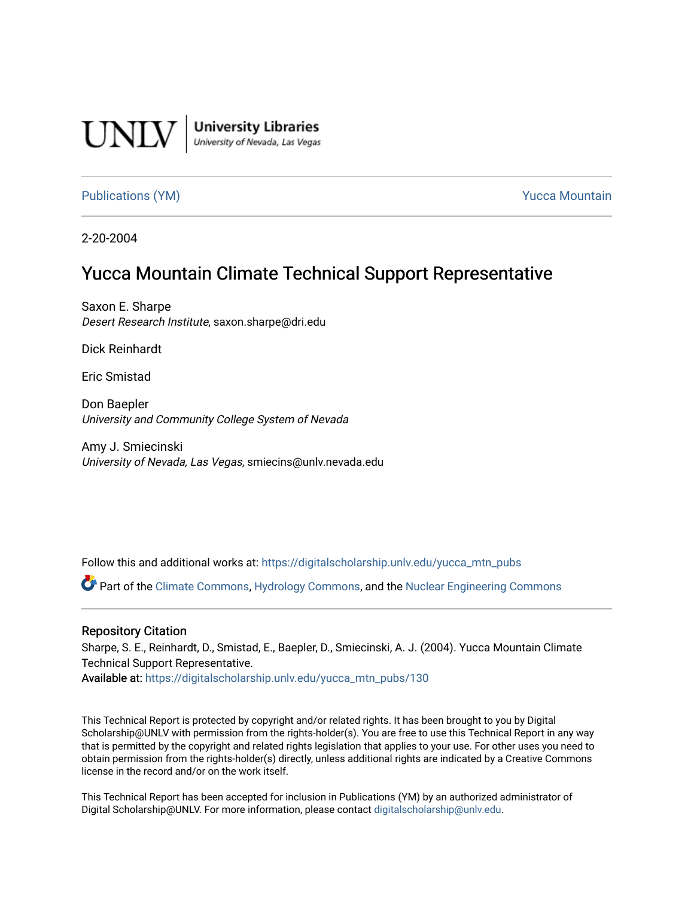UNLV | University Libraries
University of Nevada, Las Vegas

Publications (YM) | Yucca Mountain

2-20-2004

# Yucca Mountain Climate Technical Support Representative

Saxon E. Sharpe
*Desert Research Institute*, saxon.sharpe@dri.edu

Dick Reinhardt

Eric Smistad

Don Baepler
*University and Community College System of Nevada*

Amy J. Smiecinski
*University of Nevada, Las Vegas*, smiecins@unlv.nevada.edu

Follow this and additional works at: https://digitalscholarship.unlv.edu/yucca_mtn_pubs

Part of the Climate Commons, Hydrology Commons, and the Nuclear Engineering Commons

## Repository Citation

Sharpe, S. E., Reinhardt, D., Smistad, E., Baepler, D., Smiecinski, A. J. (2004). Yucca Mountain Climate Technical Support Representative.
Available at: https://digitalscholarship.unlv.edu/yucca_mtn_pubs/130

This Technical Report is protected by copyright and/or related rights. It has been brought to you by Digital Scholarship@UNLV with permission from the rights-holder(s). You are free to use this Technical Report in any way that is permitted by the copyright and related rights legislation that applies to your use. For other uses you need to obtain permission from the rights-holder(s) directly, unless additional rights are indicated by a Creative Commons license in the record and/or on the work itself.

This Technical Report has been accepted for inclusion in Publications (YM) by an authorized administrator of Digital Scholarship@UNLV. For more information, please contact digitalscholarship@unlv.edu.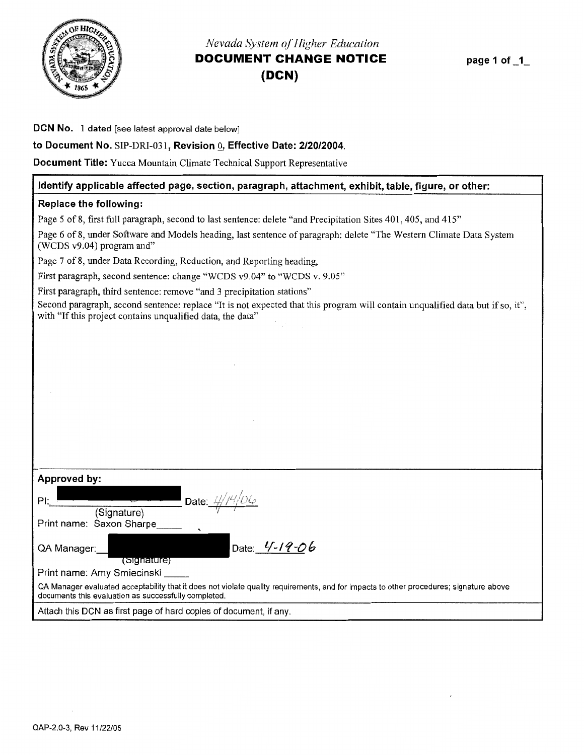*Nevada System of Higher Education*

# DOCUMENT CHANGE NOTICE (DCN)

page 1 of _1_

**DCN No.** 1 **dated** [see latest approval date below]

**to Document No.** SIP-DRI-031, **Revision** 0, **Effective Date: 2/20/2004.**

**Document Title:** Yucca Mountain Climate Technical Support Representative

**Identify applicable affected page, section, paragraph, attachment, exhibit, table, figure, or other:**

**Replace the following:**

Page 5 of 8, first full paragraph, second to last sentence: delete "and Precipitation Sites 401, 405, and 415"

Page 6 of 8, under Software and Models heading, last sentence of paragraph: delete "The Western Climate Data System (WCDS v9.04) program and"

Page 7 of 8, under Data Recording, Reduction, and Reporting heading.

First paragraph, second sentence: change "WCDS v9.04" to "WCDS v. 9.05"

First paragraph, third sentence: remove "and 3 precipitation stations"

Second paragraph, second sentence: replace "It is not expected that this program will contain unqualified data but if so, it", with "If this project contains unqualified data, the data"

**Approved by:**

PI: ____________ Date: 4/14/06
(Signature)
Print name: Saxon Sharpe

QA Manager: ____________ Date: 4-19-06
(Signature)
Print name: Amy Smiecinski

QA Manager evaluated acceptability that it does not violate quality requirements, and for impacts to other procedures; signature above documents this evaluation as successfully completed.

Attach this DCN as first page of hard copies of document, if any.

QAP-2.0-3, Rev 11/22/05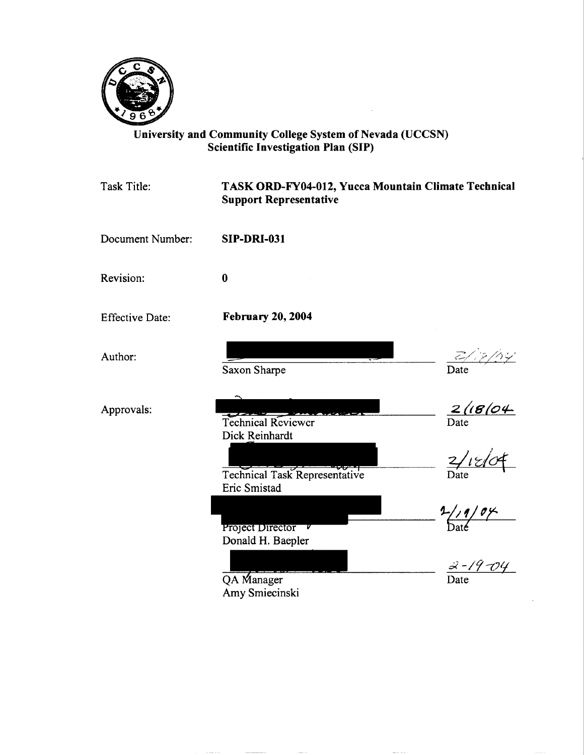**University and Community College System of Nevada (UCCSN)**
**Scientific Investigation Plan (SIP)**

| | | |
|---|---|---|
| Task Title: | **TASK ORD-FY04-012, Yucca Mountain Climate Technical Support Representative** | |
| Document Number: | **SIP-DRI-031** | |
| Revision: | **0** | |
| Effective Date: | **February 20, 2004** | |
| Author: | Saxon Sharpe | 2/18/04 Date |
| Approvals: | Technical Reviewer Dick Reinhardt | 2/18/04 Date |
| | Technical Task Representative Eric Smistad | 2/18/04 Date |
| | Project Director Donald H. Baepler | 2/19/04 Date |
| | QA Manager Amy Smiecinski | 2-19-04 Date |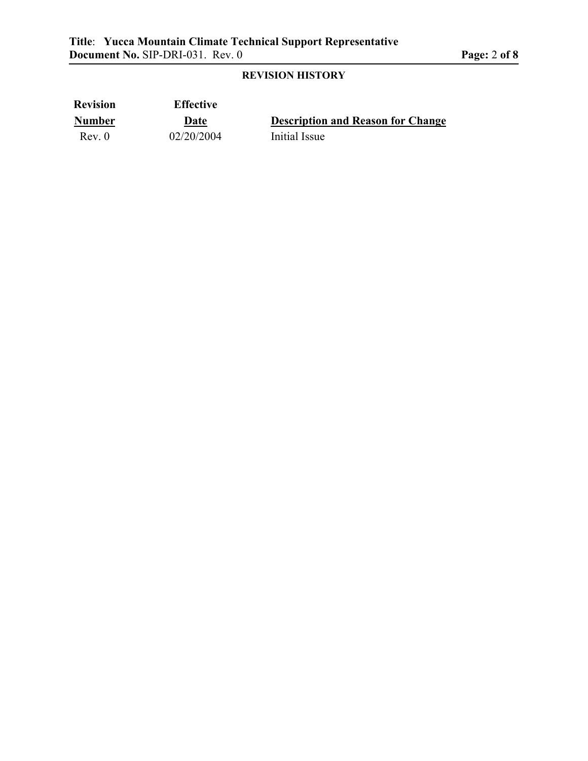**REVISION HISTORY**

| Revision Number | Effective Date | Description and Reason for Change |
|---|---|---|
| Rev. 0 | 02/20/2004 | Initial Issue |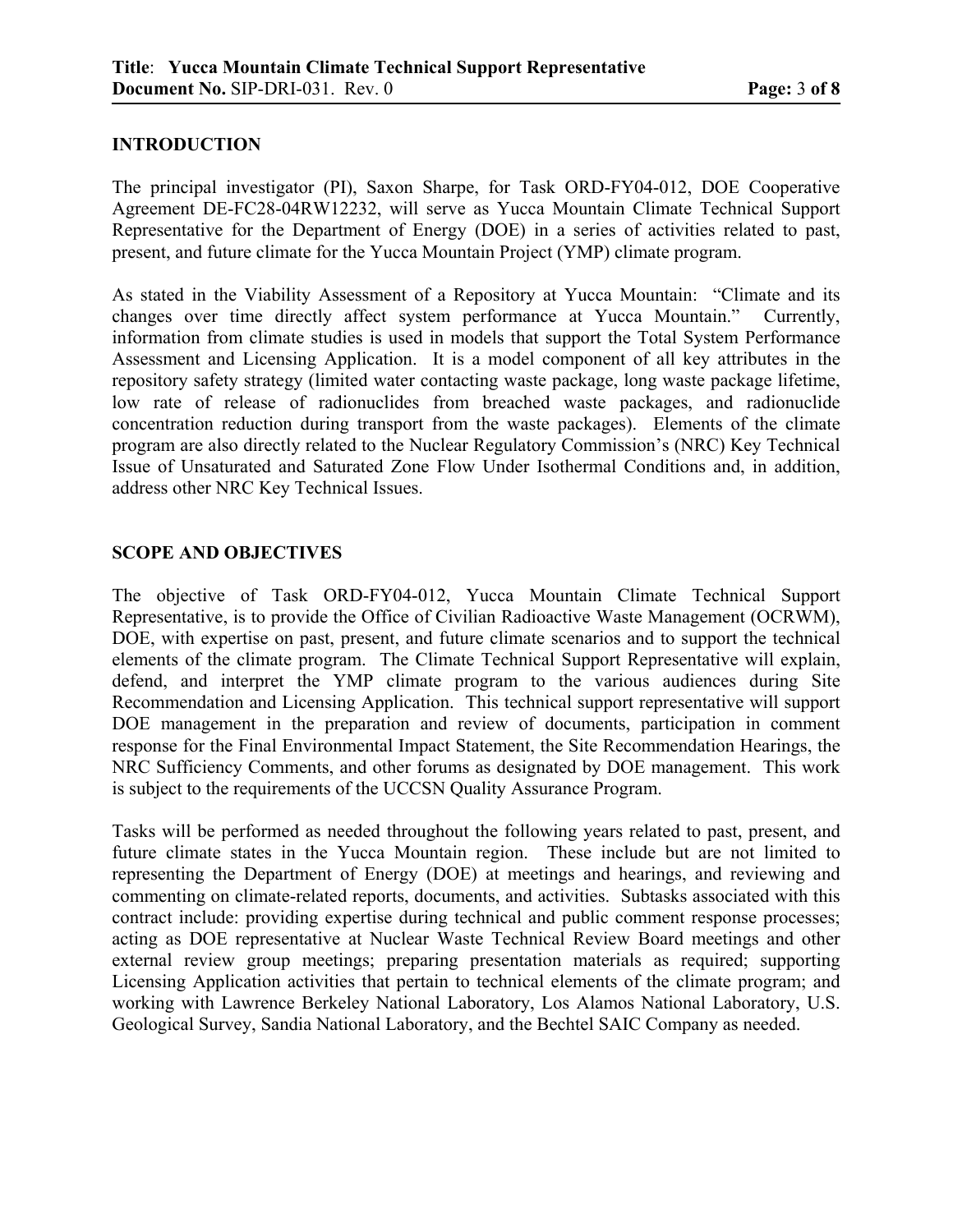## INTRODUCTION

The principal investigator (PI), Saxon Sharpe, for Task ORD-FY04-012, DOE Cooperative Agreement DE-FC28-04RW12232, will serve as Yucca Mountain Climate Technical Support Representative for the Department of Energy (DOE) in a series of activities related to past, present, and future climate for the Yucca Mountain Project (YMP) climate program.

As stated in the Viability Assessment of a Repository at Yucca Mountain: "Climate and its changes over time directly affect system performance at Yucca Mountain." Currently, information from climate studies is used in models that support the Total System Performance Assessment and Licensing Application. It is a model component of all key attributes in the repository safety strategy (limited water contacting waste package, long waste package lifetime, low rate of release of radionuclides from breached waste packages, and radionuclide concentration reduction during transport from the waste packages). Elements of the climate program are also directly related to the Nuclear Regulatory Commission's (NRC) Key Technical Issue of Unsaturated and Saturated Zone Flow Under Isothermal Conditions and, in addition, address other NRC Key Technical Issues.

## SCOPE AND OBJECTIVES

The objective of Task ORD-FY04-012, Yucca Mountain Climate Technical Support Representative, is to provide the Office of Civilian Radioactive Waste Management (OCRWM), DOE, with expertise on past, present, and future climate scenarios and to support the technical elements of the climate program. The Climate Technical Support Representative will explain, defend, and interpret the YMP climate program to the various audiences during Site Recommendation and Licensing Application. This technical support representative will support DOE management in the preparation and review of documents, participation in comment response for the Final Environmental Impact Statement, the Site Recommendation Hearings, the NRC Sufficiency Comments, and other forums as designated by DOE management. This work is subject to the requirements of the UCCSN Quality Assurance Program.

Tasks will be performed as needed throughout the following years related to past, present, and future climate states in the Yucca Mountain region. These include but are not limited to representing the Department of Energy (DOE) at meetings and hearings, and reviewing and commenting on climate-related reports, documents, and activities. Subtasks associated with this contract include: providing expertise during technical and public comment response processes; acting as DOE representative at Nuclear Waste Technical Review Board meetings and other external review group meetings; preparing presentation materials as required; supporting Licensing Application activities that pertain to technical elements of the climate program; and working with Lawrence Berkeley National Laboratory, Los Alamos National Laboratory, U.S. Geological Survey, Sandia National Laboratory, and the Bechtel SAIC Company as needed.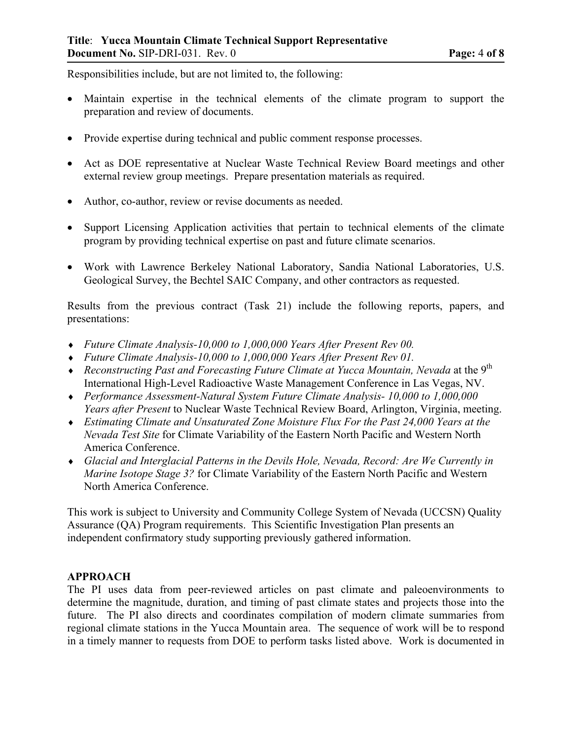Responsibilities include, but are not limited to, the following:

- Maintain expertise in the technical elements of the climate program to support the preparation and review of documents.
- Provide expertise during technical and public comment response processes.
- Act as DOE representative at Nuclear Waste Technical Review Board meetings and other external review group meetings. Prepare presentation materials as required.
- Author, co-author, review or revise documents as needed.
- Support Licensing Application activities that pertain to technical elements of the climate program by providing technical expertise on past and future climate scenarios.
- Work with Lawrence Berkeley National Laboratory, Sandia National Laboratories, U.S. Geological Survey, the Bechtel SAIC Company, and other contractors as requested.

Results from the previous contract (Task 21) include the following reports, papers, and presentations:

- *Future Climate Analysis-10,000 to 1,000,000 Years After Present Rev 00.*
- *Future Climate Analysis-10,000 to 1,000,000 Years After Present Rev 01.*
- *Reconstructing Past and Forecasting Future Climate at Yucca Mountain, Nevada* at the 9th International High-Level Radioactive Waste Management Conference in Las Vegas, NV.
- *Performance Assessment-Natural System Future Climate Analysis- 10,000 to 1,000,000 Years after Present* to Nuclear Waste Technical Review Board, Arlington, Virginia, meeting.
- *Estimating Climate and Unsaturated Zone Moisture Flux For the Past 24,000 Years at the Nevada Test Site* for Climate Variability of the Eastern North Pacific and Western North America Conference.
- *Glacial and Interglacial Patterns in the Devils Hole, Nevada, Record: Are We Currently in Marine Isotope Stage 3?* for Climate Variability of the Eastern North Pacific and Western North America Conference.

This work is subject to University and Community College System of Nevada (UCCSN) Quality Assurance (QA) Program requirements. This Scientific Investigation Plan presents an independent confirmatory study supporting previously gathered information.

**APPROACH**

The PI uses data from peer-reviewed articles on past climate and paleoenvironments to determine the magnitude, duration, and timing of past climate states and projects those into the future. The PI also directs and coordinates compilation of modern climate summaries from regional climate stations in the Yucca Mountain area. The sequence of work will be to respond in a timely manner to requests from DOE to perform tasks listed above. Work is documented in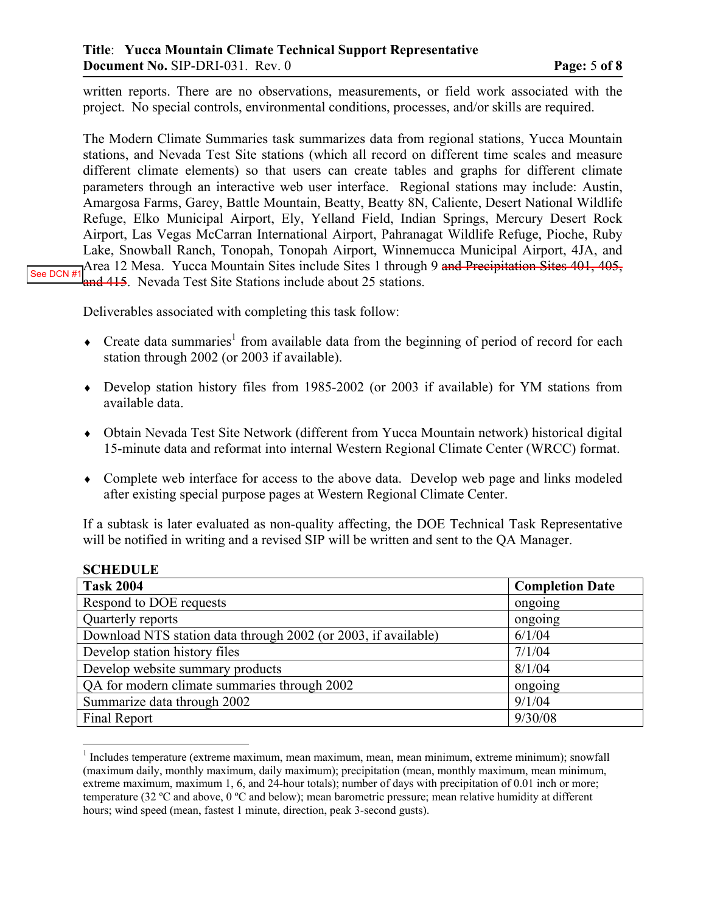written reports. There are no observations, measurements, or field work associated with the project. No special controls, environmental conditions, processes, and/or skills are required.

The Modern Climate Summaries task summarizes data from regional stations, Yucca Mountain stations, and Nevada Test Site stations (which all record on different time scales and measure different climate elements) so that users can create tables and graphs for different climate parameters through an interactive web user interface. Regional stations may include: Austin, Amargosa Farms, Garey, Battle Mountain, Beatty, Beatty 8N, Caliente, Desert National Wildlife Refuge, Elko Municipal Airport, Ely, Yelland Field, Indian Springs, Mercury Desert Rock Airport, Las Vegas McCarran International Airport, Pahranagat Wildlife Refuge, Pioche, Ruby Lake, Snowball Ranch, Tonopah, Tonopah Airport, Winnemucca Municipal Airport, 4JA, and Area 12 Mesa. Yucca Mountain Sites include Sites 1 through 9 ~~and Precipitation Sites 401, 405, and 415~~. Nevada Test Site Stations include about 25 stations.

See DCN #1

Deliverables associated with completing this task follow:

- Create data summaries[1] from available data from the beginning of period of record for each station through 2002 (or 2003 if available).
- Develop station history files from 1985-2002 (or 2003 if available) for YM stations from available data.
- Obtain Nevada Test Site Network (different from Yucca Mountain network) historical digital 15-minute data and reformat into internal Western Regional Climate Center (WRCC) format.
- Complete web interface for access to the above data. Develop web page and links modeled after existing special purpose pages at Western Regional Climate Center.

If a subtask is later evaluated as non-quality affecting, the DOE Technical Task Representative will be notified in writing and a revised SIP will be written and sent to the QA Manager.

**SCHEDULE**

| Task 2004 | Completion Date |
|---|---|
| Respond to DOE requests | ongoing |
| Quarterly reports | ongoing |
| Download NTS station data through 2002 (or 2003, if available) | 6/1/04 |
| Develop station history files | 7/1/04 |
| Develop website summary products | 8/1/04 |
| QA for modern climate summaries through 2002 | ongoing |
| Summarize data through 2002 | 9/1/04 |
| Final Report | 9/30/08 |

[1] Includes temperature (extreme maximum, mean maximum, mean, mean minimum, extreme minimum); snowfall (maximum daily, monthly maximum, daily maximum); precipitation (mean, monthly maximum, mean minimum, extreme maximum, maximum 1, 6, and 24-hour totals); number of days with precipitation of 0.01 inch or more; temperature (32 ºC and above, 0 ºC and below); mean barometric pressure; mean relative humidity at different hours; wind speed (mean, fastest 1 minute, direction, peak 3-second gusts).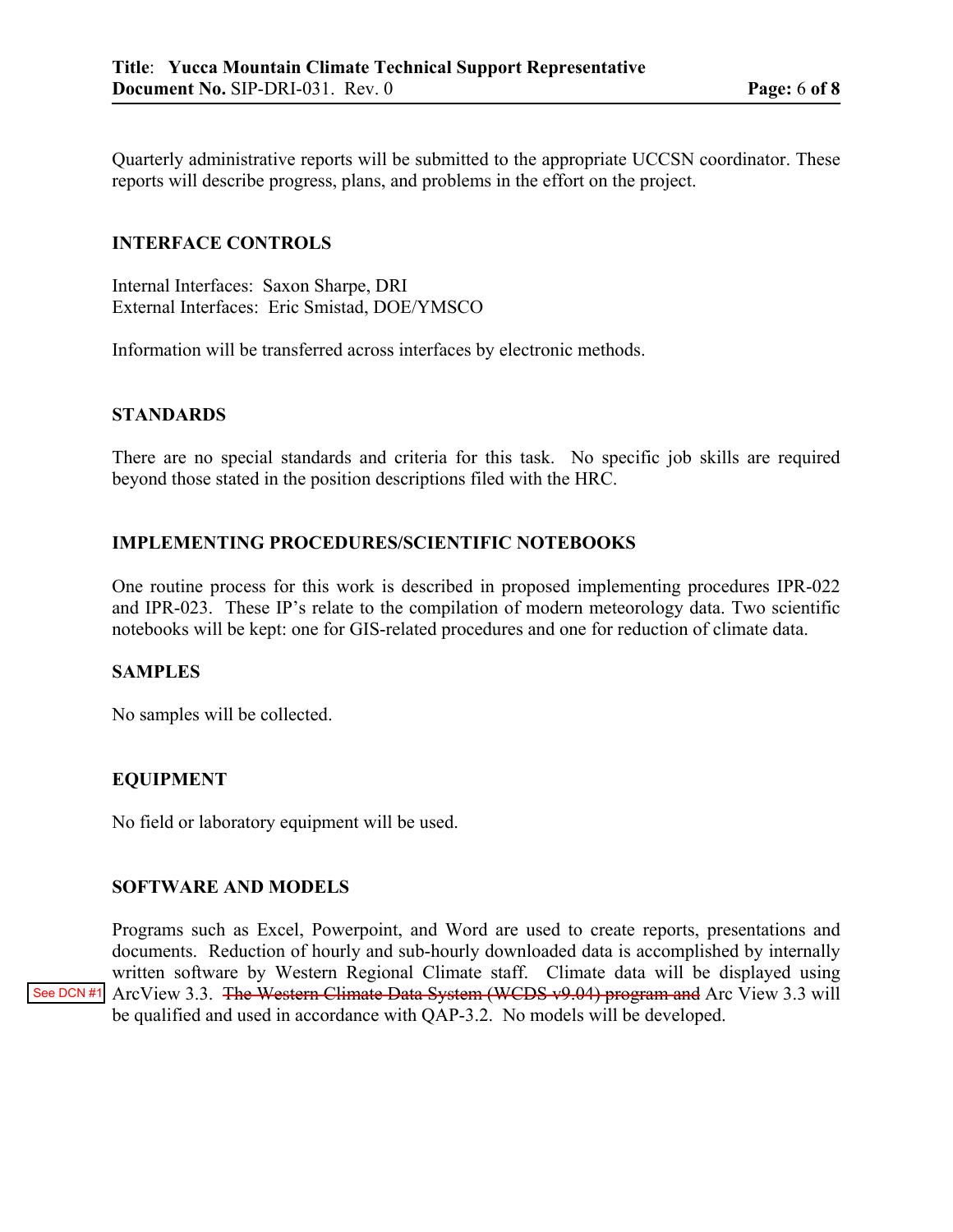Quarterly administrative reports will be submitted to the appropriate UCCSN coordinator. These reports will describe progress, plans, and problems in the effort on the project.

## INTERFACE CONTROLS

Internal Interfaces: Saxon Sharpe, DRI
External Interfaces: Eric Smistad, DOE/YMSCO

Information will be transferred across interfaces by electronic methods.

## STANDARDS

There are no special standards and criteria for this task. No specific job skills are required beyond those stated in the position descriptions filed with the HRC.

## IMPLEMENTING PROCEDURES/SCIENTIFIC NOTEBOOKS

One routine process for this work is described in proposed implementing procedures IPR-022 and IPR-023. These IP's relate to the compilation of modern meteorology data. Two scientific notebooks will be kept: one for GIS-related procedures and one for reduction of climate data.

## SAMPLES

No samples will be collected.

## EQUIPMENT

No field or laboratory equipment will be used.

## SOFTWARE AND MODELS

Programs such as Excel, Powerpoint, and Word are used to create reports, presentations and documents. Reduction of hourly and sub-hourly downloaded data is accomplished by internally written software by Western Regional Climate staff. Climate data will be displayed using ArcView 3.3. ~~The Western Climate Data System (WCDS v9.04) program and~~ Arc View 3.3 will be qualified and used in accordance with QAP-3.2. No models will be developed.

See DCN #1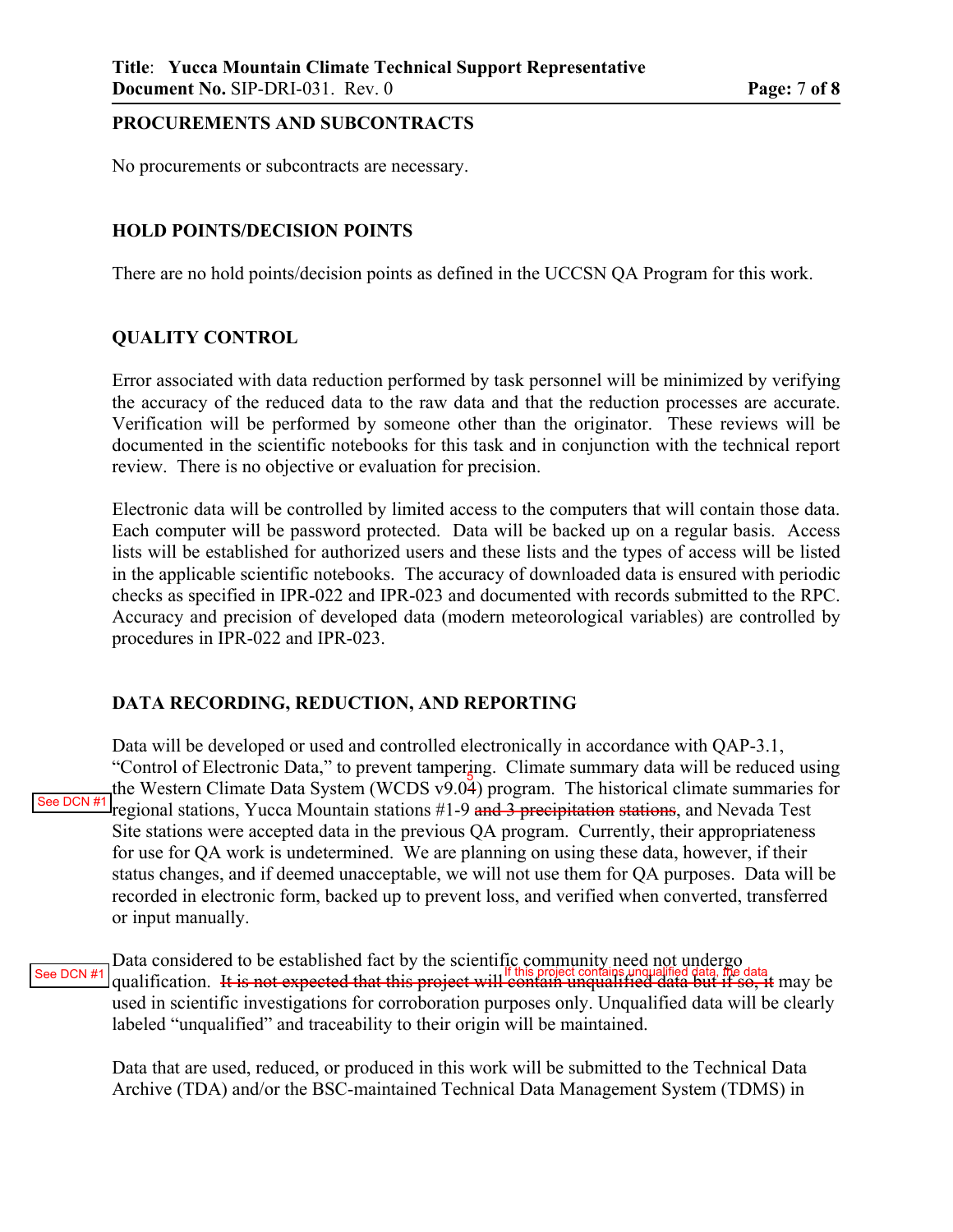## PROCUREMENTS AND SUBCONTRACTS

No procurements or subcontracts are necessary.

## HOLD POINTS/DECISION POINTS

There are no hold points/decision points as defined in the UCCSN QA Program for this work.

## QUALITY CONTROL

Error associated with data reduction performed by task personnel will be minimized by verifying the accuracy of the reduced data to the raw data and that the reduction processes are accurate. Verification will be performed by someone other than the originator. These reviews will be documented in the scientific notebooks for this task and in conjunction with the technical report review. There is no objective or evaluation for precision.

Electronic data will be controlled by limited access to the computers that will contain those data. Each computer will be password protected. Data will be backed up on a regular basis. Access lists will be established for authorized users and these lists and the types of access will be listed in the applicable scientific notebooks. The accuracy of downloaded data is ensured with periodic checks as specified in IPR-022 and IPR-023 and documented with records submitted to the RPC. Accuracy and precision of developed data (modern meteorological variables) are controlled by procedures in IPR-022 and IPR-023.

## DATA RECORDING, REDUCTION, AND REPORTING

Data will be developed or used and controlled electronically in accordance with QAP-3.1, "Control of Electronic Data," to prevent tampering. Climate summary data will be reduced using the Western Climate Data System (WCDS v9.0~~4~~5) program. The historical climate summaries for regional stations, Yucca Mountain stations #1-9 ~~and 3 precipitation stations~~, and Nevada Test Site stations were accepted data in the previous QA program. Currently, their appropriateness for use for QA work is undetermined. We are planning on using these data, however, if their status changes, and if deemed unacceptable, we will not use them for QA purposes. Data will be recorded in electronic form, backed up to prevent loss, and verified when converted, transferred or input manually. [See DCN #1]

Data considered to be established fact by the scientific community need not undergo qualification. ~~It is not expected that this project will contain unqualified data but if so, it~~ If this project contains unqualified data, the data may be used in scientific investigations for corroboration purposes only. Unqualified data will be clearly labeled "unqualified" and traceability to their origin will be maintained. [See DCN #1]

Data that are used, reduced, or produced in this work will be submitted to the Technical Data Archive (TDA) and/or the BSC-maintained Technical Data Management System (TDMS) in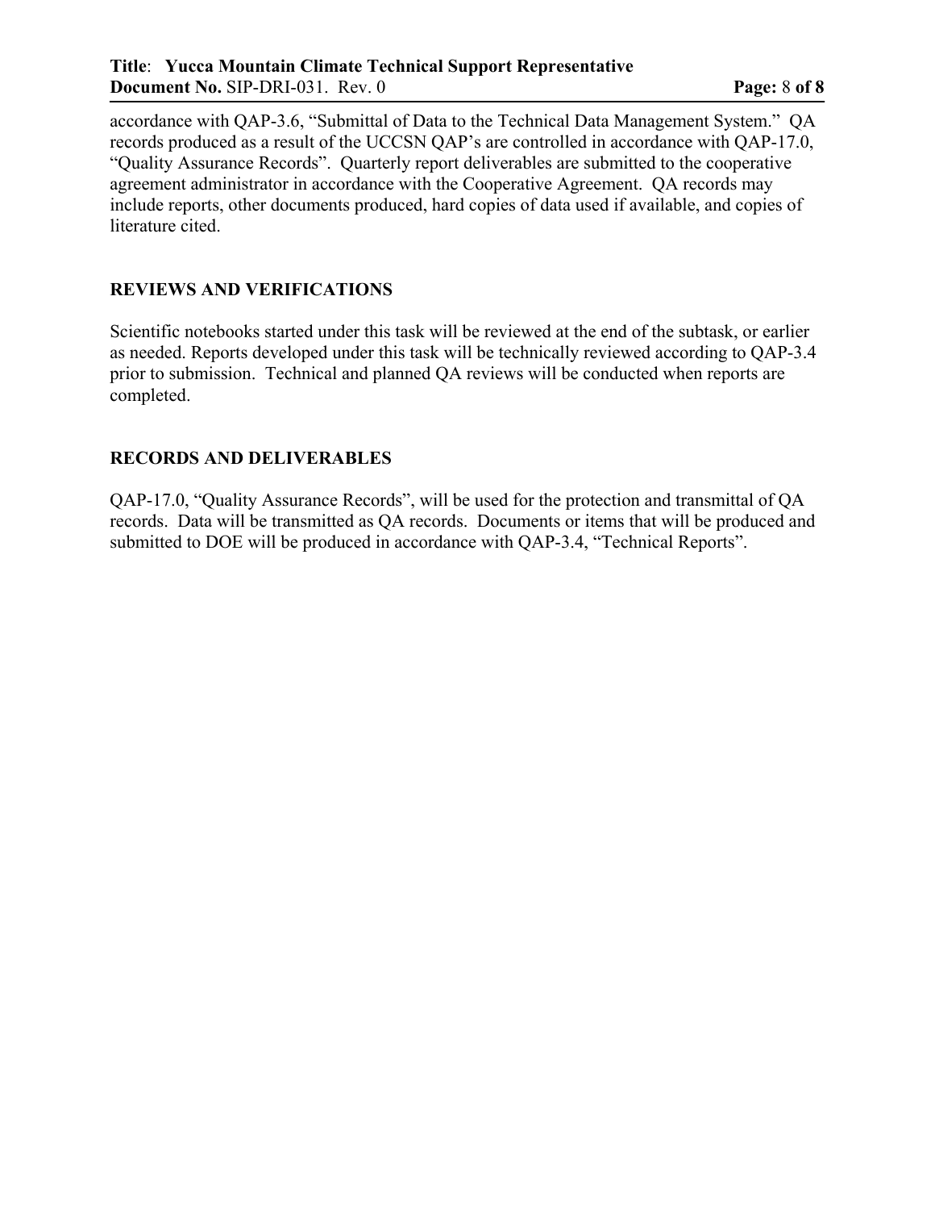accordance with QAP-3.6, "Submittal of Data to the Technical Data Management System." QA records produced as a result of the UCCSN QAP's are controlled in accordance with QAP-17.0, "Quality Assurance Records". Quarterly report deliverables are submitted to the cooperative agreement administrator in accordance with the Cooperative Agreement. QA records may include reports, other documents produced, hard copies of data used if available, and copies of literature cited.

## REVIEWS AND VERIFICATIONS

Scientific notebooks started under this task will be reviewed at the end of the subtask, or earlier as needed. Reports developed under this task will be technically reviewed according to QAP-3.4 prior to submission. Technical and planned QA reviews will be conducted when reports are completed.

## RECORDS AND DELIVERABLES

QAP-17.0, "Quality Assurance Records", will be used for the protection and transmittal of QA records. Data will be transmitted as QA records. Documents or items that will be produced and submitted to DOE will be produced in accordance with QAP-3.4, "Technical Reports".